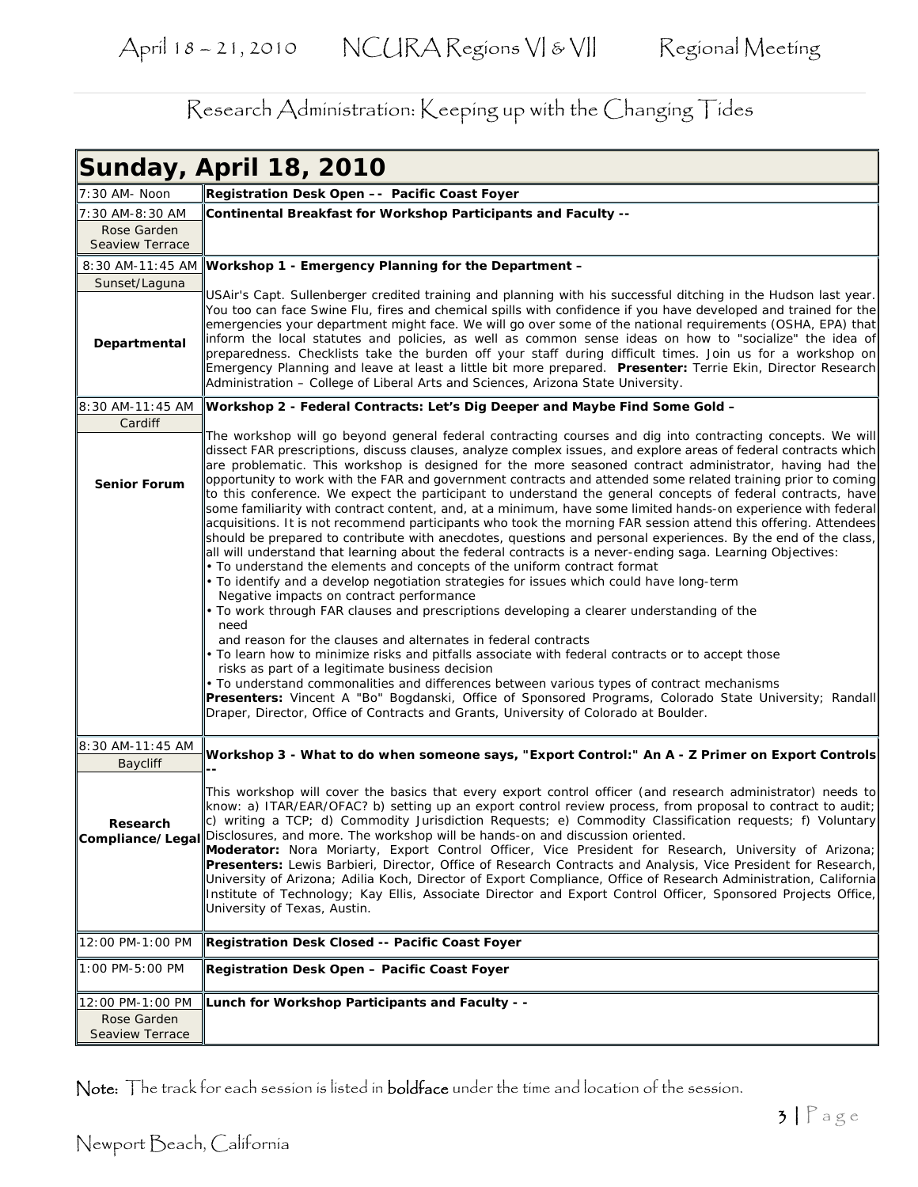April 18 – 21, 2010 NCURA Regions VI & VII Regional Meeting

# Research Administration: Keeping up with the Changing Tides

## Sunday, April 18, 2010

| Time / Location / Track | Session |
| --- | --- |
| 7:30 AM- Noon | **Registration Desk Open -- Pacific Coast Foyer** |
| 7:30 AM-8:30 AM<br>Rose Garden<br>Seaview Terrace | **Continental Breakfast for Workshop Participants and Faculty --** |
| 8:30 AM-11:45 AM<br>Sunset/Laguna<br>**Departmental** | **Workshop 1 - Emergency Planning for the Department –**<br>USAir's Capt. Sullenberger credited training and planning with his successful ditching in the Hudson last year. You too can face Swine Flu, fires and chemical spills with confidence if you have developed and trained for the emergencies your department might face. We will go over some of the national requirements (OSHA, EPA) that inform the local statutes and policies, as well as common sense ideas on how to "socialize" the idea of preparedness. Checklists take the burden off your staff during difficult times. Join us for a workshop on Emergency Planning and leave at least a little bit more prepared. **Presenter:** Terrie Ekin, Director Research Administration – College of Liberal Arts and Sciences, Arizona State University. |
| 8:30 AM-11:45 AM<br>Cardiff<br>**Senior Forum** | **Workshop 2 - Federal Contracts: Let's Dig Deeper and Maybe Find Some Gold –**<br>The workshop will go beyond general federal contracting courses and dig into contracting concepts. We will dissect FAR prescriptions, discuss clauses, analyze complex issues, and explore areas of federal contracts which are problematic. This workshop is designed for the more seasoned contract administrator, having had the opportunity to work with the FAR and government contracts and attended some related training prior to coming to this conference. We expect the participant to understand the general concepts of federal contracts, have some familiarity with contract content, and, at a minimum, have some limited hands-on experience with federal acquisitions. It is not recommend participants who took the morning FAR session attend this offering. Attendees should be prepared to contribute with anecdotes, questions and personal experiences. By the end of the class, all will understand that learning about the federal contracts is a never-ending saga. Learning Objectives:<br>• To understand the elements and concepts of the uniform contract format<br>• To identify and a develop negotiation strategies for issues which could have long-term Negative impacts on contract performance<br>• To work through FAR clauses and prescriptions developing a clearer understanding of the need and reason for the clauses and alternates in federal contracts<br>• To learn how to minimize risks and pitfalls associate with federal contracts or to accept those risks as part of a legitimate business decision<br>• To understand commonalities and differences between various types of contract mechanisms<br>**Presenters:** Vincent A "Bo" Bogdanski, Office of Sponsored Programs, Colorado State University; Randall Draper, Director, Office of Contracts and Grants, University of Colorado at Boulder. |
| 8:30 AM-11:45 AM<br>Baycliff<br>**Research Compliance/Legal** | **Workshop 3 - What to do when someone says, "Export Control:" An A - Z Primer on Export Controls --**<br>This workshop will cover the basics that every export control officer (and research administrator) needs to know: a) ITAR/EAR/OFAC? b) setting up an export control review process, from proposal to contract to audit; c) writing a TCP; d) Commodity Jurisdiction Requests; e) Commodity Classification requests; f) Voluntary Disclosures, and more. The workshop will be hands-on and discussion oriented.<br>**Moderator:** Nora Moriarty, Export Control Officer, Vice President for Research, University of Arizona; **Presenters:** Lewis Barbieri, Director, Office of Research Contracts and Analysis, Vice President for Research, University of Arizona; Adilia Koch, Director of Export Compliance, Office of Research Administration, California Institute of Technology; Kay Ellis, Associate Director and Export Control Officer, Sponsored Projects Office, University of Texas, Austin. |
| 12:00 PM-1:00 PM | **Registration Desk Closed -- Pacific Coast Foyer** |
| 1:00 PM-5:00 PM | **Registration Desk Open – Pacific Coast Foyer** |
| 12:00 PM-1:00 PM<br>Rose Garden<br>Seaview Terrace | **Lunch for Workshop Participants and Faculty - -** |

Note: The track for each session is listed in **boldface** under the time and location of the session.

Newport Beach, California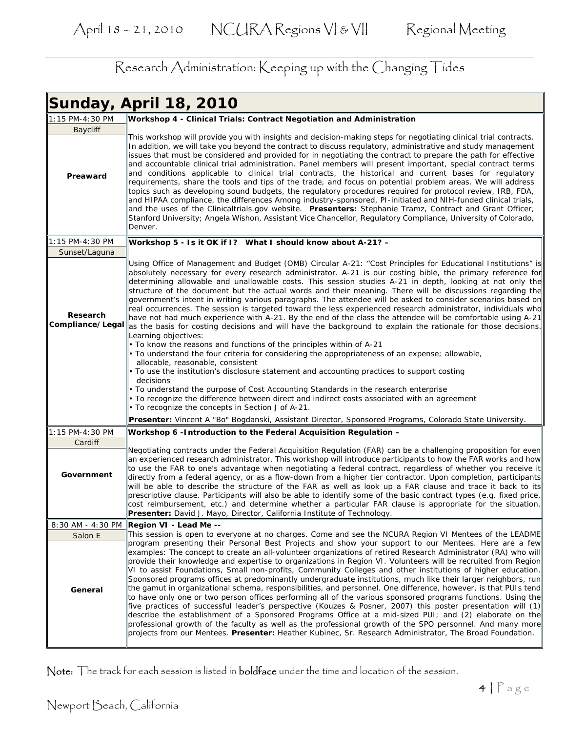Research Administration: Keeping up with the Changing Tides

## Sunday, April 18, 2010

| Time / Location / Track | Session |
|---|---|
| 1:15 PM-4:30 PM<br>Baycliff<br>**Preaward** | **Workshop 4 - Clinical Trials: Contract Negotiation and Administration**<br><br>This workshop will provide you with insights and decision-making steps for negotiating clinical trial contracts. In addition, we will take you beyond the contract to discuss regulatory, administrative and study management issues that must be considered and provided for in negotiating the contract to prepare the path for effective and accountable clinical trial administration. Panel members will present important, special contract terms and conditions applicable to clinical trial contracts, the historical and current bases for regulatory requirements, share the tools and tips of the trade, and focus on potential problem areas. We will address topics such as developing sound budgets, the regulatory procedures required for protocol review, IRB, FDA, and HIPAA compliance, the differences Among industry-sponsored, PI-initiated and NIH-funded clinical trials, and the uses of the Clinicaltrials.gov website. **Presenters:** Stephanie Tramz, Contract and Grant Officer, Stanford University; Angela Wishon, Assistant Vice Chancellor, Regulatory Compliance, University of Colorado, Denver. |
| 1:15 PM-4:30 PM<br>Sunset/Laguna<br>**Research Compliance/Legal** | **Workshop 5 - Is it OK if I? What I should know about A-21? –**<br><br>Using Office of Management and Budget (OMB) Circular A-21: "Cost Principles for Educational Institutions" is absolutely necessary for every research administrator. A-21 is our costing bible, the primary reference for determining allowable and unallowable costs. This session studies A-21 in depth, looking at not only the structure of the document but the actual words and their meaning. There will be discussions regarding the government's intent in writing various paragraphs. The attendee will be asked to consider scenarios based on real occurrences. The session is targeted toward the less experienced research administrator, individuals who have not had much experience with A-21. By the end of the class the attendee will be comfortable using A-21 as the basis for costing decisions and will have the background to explain the rationale for those decisions.<br>Learning objectives:<br>• To know the reasons and functions of the principles within of A-21<br>• To understand the four criteria for considering the appropriateness of an expense; allowable, allocable, reasonable, consistent<br>• To use the institution's disclosure statement and accounting practices to support costing decisions<br>• To understand the purpose of Cost Accounting Standards in the research enterprise<br>• To recognize the difference between direct and indirect costs associated with an agreement<br>• To recognize the concepts in Section J of A-21.<br><br>**Presenter:** Vincent A "Bo" Bogdanski, Assistant Director, Sponsored Programs, Colorado State University. |
| 1:15 PM-4:30 PM<br>Cardiff<br>**Government** | **Workshop 6 -Introduction to the Federal Acquisition Regulation –**<br><br>Negotiating contracts under the Federal Acquisition Regulation (FAR) can be a challenging proposition for even an experienced research administrator. This workshop will introduce participants to how the FAR works and how to use the FAR to one's advantage when negotiating a federal contract, regardless of whether you receive it directly from a federal agency, or as a flow-down from a higher tier contractor. Upon completion, participants will be able to describe the structure of the FAR as well as look up a FAR clause and trace it back to its prescriptive clause. Participants will also be able to identify some of the basic contract types (e.g. fixed price, cost reimbursement, etc.) and determine whether a particular FAR clause is appropriate for the situation. **Presenter:** David J. Mayo, Director, California Institute of Technology. |
| 8:30 AM - 4:30 PM<br>Salon E<br>**General** | **Region VI - Lead Me --**<br>This session is open to everyone at no charges. Come and see the NCURA Region VI Mentees of the LEADME program presenting their Personal Best Projects and show your support to our Mentees. Here are a few examples: The concept to create an all-volunteer organizations of retired Research Administrator (RA) who will provide their knowledge and expertise to organizations in Region VI. Volunteers will be recruited from Region VI to assist Foundations, Small non-profits, Community Colleges and other institutions of higher education. Sponsored programs offices at predominantly undergraduate institutions, much like their larger neighbors, run the gamut in organizational schema, responsibilities, and personnel. One difference, however, is that PUIs tend to have only one or two person offices performing all of the various sponsored programs functions. Using the five practices of successful leader's perspective (Kouzes & Posner, 2007) this poster presentation will (1) describe the establishment of a Sponsored Programs Office at a mid-sized PUI; and (2) elaborate on the professional growth of the faculty as well as the professional growth of the SPO personnel. And many more projects from our Mentees. **Presenter:** Heather Kubinec, Sr. Research Administrator, The Broad Foundation. |

**Note:** The track for each session is listed in **boldface** under the time and location of the session.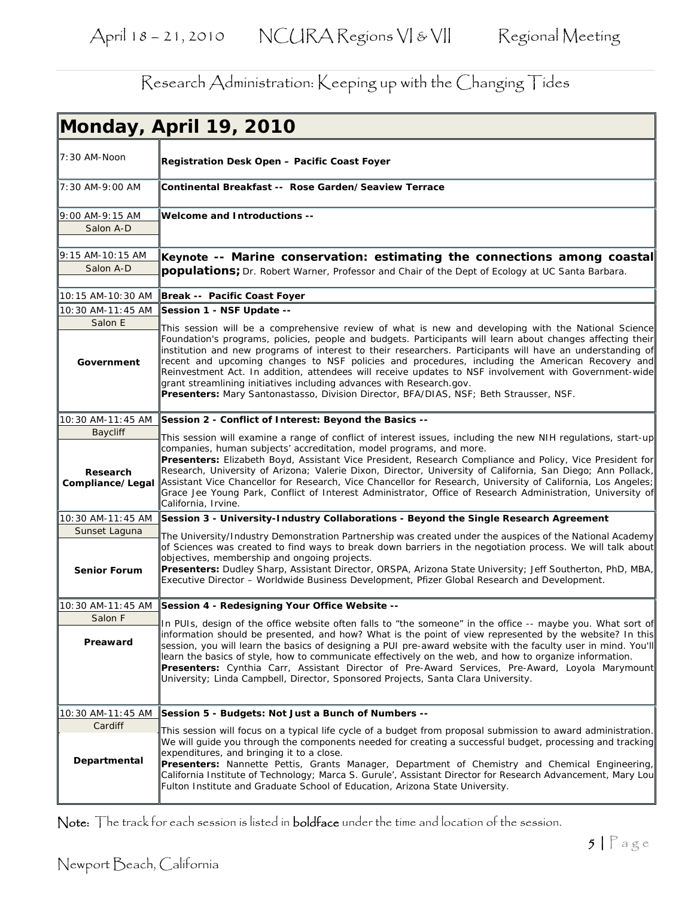Research Administration: Keeping up with the Changing Tides

## Monday, April 19, 2010

| Time / Location / Track | Session |
|---|---|
| 7:30 AM-Noon | **Registration Desk Open – Pacific Coast Foyer** |
| 7:30 AM-9:00 AM | **Continental Breakfast -- Rose Garden/Seaview Terrace** |
| 9:00 AM-9:15 AM<br>Salon A-D | **Welcome and Introductions --** |
| 9:15 AM-10:15 AM<br>Salon A-D | **Keynote -- Marine conservation: estimating the connections among coastal populations;** Dr. Robert Warner, Professor and Chair of the Dept of Ecology at UC Santa Barbara. |
| 10:15 AM-10:30 AM | **Break -- Pacific Coast Foyer** |
| 10:30 AM-11:45 AM<br>Salon E<br>**Government** | **Session 1 - NSF Update --**<br>This session will be a comprehensive review of what is new and developing with the National Science Foundation's programs, policies, people and budgets. Participants will learn about changes affecting their institution and new programs of interest to their researchers. Participants will have an understanding of recent and upcoming changes to NSF policies and procedures, including the American Recovery and Reinvestment Act. In addition, attendees will receive updates to NSF involvement with Government-wide grant streamlining initiatives including advances with Research.gov.<br>**Presenters:** Mary Santonastasso, Division Director, BFA/DIAS, NSF; Beth Strausser, NSF. |
| 10:30 AM-11:45 AM<br>Baycliff<br>**Research Compliance/Legal** | **Session 2 - Conflict of Interest: Beyond the Basics --**<br>This session will examine a range of conflict of interest issues, including the new NIH regulations, start-up companies, human subjects' accreditation, model programs, and more.<br>**Presenters:** Elizabeth Boyd, Assistant Vice President, Research Compliance and Policy, Vice President for Research, University of Arizona; Valerie Dixon, Director, University of California, San Diego; Ann Pollack, Assistant Vice Chancellor for Research, Vice Chancellor for Research, University of California, Los Angeles; Grace Jee Young Park, Conflict of Interest Administrator, Office of Research Administration, University of California, Irvine. |
| 10:30 AM-11:45 AM<br>Sunset Laguna<br>**Senior Forum** | **Session 3 - University-Industry Collaborations - Beyond the Single Research Agreement**<br>The University/Industry Demonstration Partnership was created under the auspices of the National Academy of Sciences was created to find ways to break down barriers in the negotiation process. We will talk about objectives, membership and ongoing projects.<br>**Presenters:** Dudley Sharp, Assistant Director, ORSPA, Arizona State University; Jeff Southerton, PhD, MBA, Executive Director – Worldwide Business Development, Pfizer Global Research and Development. |
| 10:30 AM-11:45 AM<br>Salon F<br>**Preaward** | **Session 4 - Redesigning Your Office Website --**<br>In PUIs, design of the office website often falls to "the someone" in the office -- maybe you. What sort of information should be presented, and how? What is the point of view represented by the website? In this session, you will learn the basics of designing a PUI pre-award website with the faculty user in mind. You'll learn the basics of style, how to communicate effectively on the web, and how to organize information.<br>**Presenters:** Cynthia Carr, Assistant Director of Pre-Award Services, Pre-Award, Loyola Marymount University; Linda Campbell, Director, Sponsored Projects, Santa Clara University. |
| 10:30 AM-11:45 AM<br>Cardiff<br>**Departmental** | **Session 5 - Budgets: Not Just a Bunch of Numbers --**<br>This session will focus on a typical life cycle of a budget from proposal submission to award administration. We will guide you through the components needed for creating a successful budget, processing and tracking expenditures, and bringing it to a close.<br>**Presenters:** Nannette Pettis, Grants Manager, Department of Chemistry and Chemical Engineering, California Institute of Technology; Marca S. Gurule', Assistant Director for Research Advancement, Mary Lou Fulton Institute and Graduate School of Education, Arizona State University. |

Note: The track for each session is listed in **boldface** under the time and location of the session.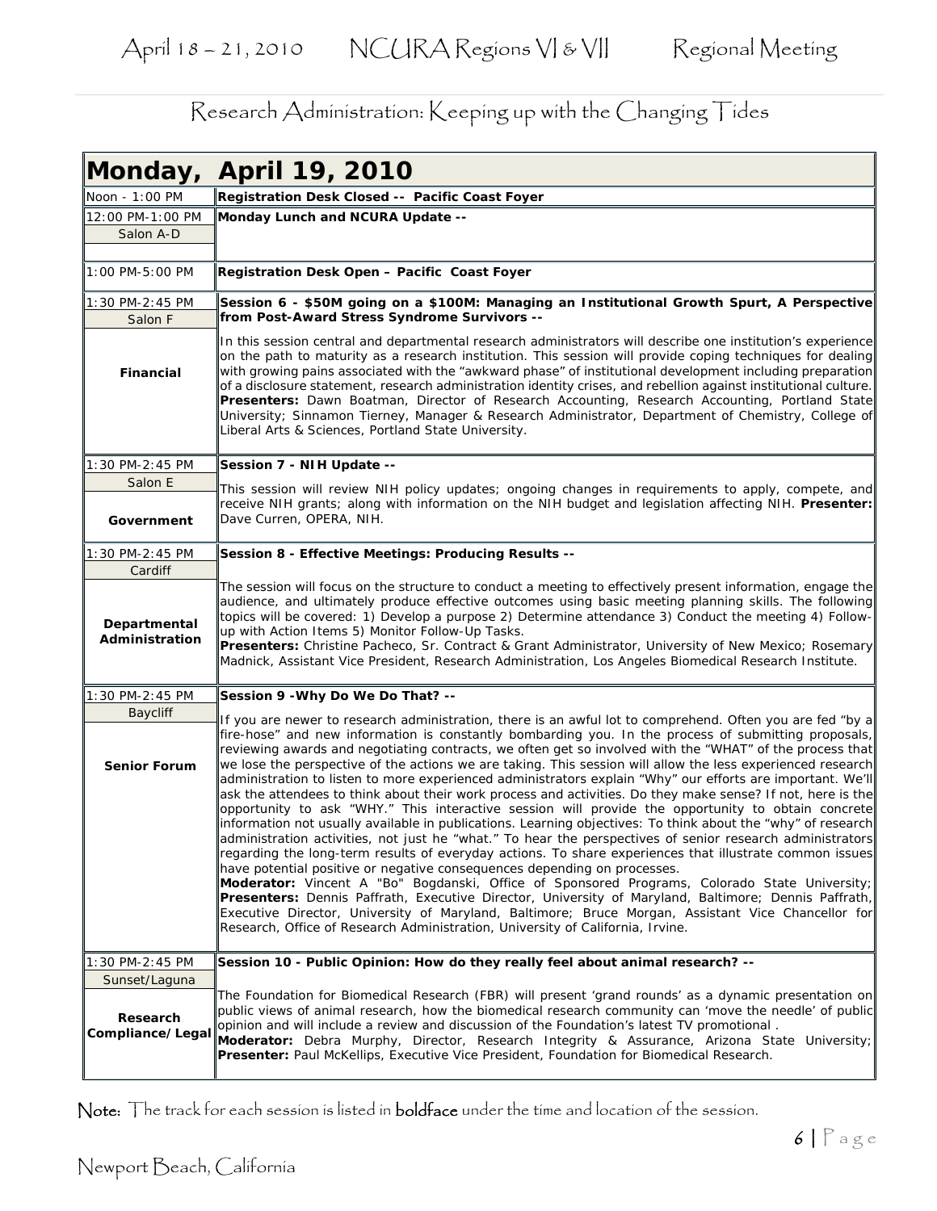# Research Administration: Keeping up with the Changing Tides

## Monday, April 19, 2010

| | |
|---|---|
| Noon - 1:00 PM | **Registration Desk Closed -- Pacific Coast Foyer** |
| 12:00 PM-1:00 PM<br>Salon A-D | **Monday Lunch and NCURA Update --** |
| 1:00 PM-5:00 PM | **Registration Desk Open – Pacific Coast Foyer** |
| 1:30 PM-2:45 PM<br>Salon F<br>**Financial** | **Session 6 - $50M going on a $100M: Managing an Institutional Growth Spurt, A Perspective from Post-Award Stress Syndrome Survivors --**<br>In this session central and departmental research administrators will describe one institution's experience on the path to maturity as a research institution. This session will provide coping techniques for dealing with growing pains associated with the "awkward phase" of institutional development including preparation of a disclosure statement, research administration identity crises, and rebellion against institutional culture. **Presenters:** Dawn Boatman, Director of Research Accounting, Research Accounting, Portland State University; Sinnamon Tierney, Manager & Research Administrator, Department of Chemistry, College of Liberal Arts & Sciences, Portland State University. |
| 1:30 PM-2:45 PM<br>Salon E<br>**Government** | **Session 7 - NIH Update --**<br>This session will review NIH policy updates; ongoing changes in requirements to apply, compete, and receive NIH grants; along with information on the NIH budget and legislation affecting NIH. **Presenter:** Dave Curren, OPERA, NIH. |
| 1:30 PM-2:45 PM<br>Cardiff<br>**Departmental Administration** | **Session 8 - Effective Meetings: Producing Results --**<br>The session will focus on the structure to conduct a meeting to effectively present information, engage the audience, and ultimately produce effective outcomes using basic meeting planning skills. The following topics will be covered: 1) Develop a purpose 2) Determine attendance 3) Conduct the meeting 4) Follow-up with Action Items 5) Monitor Follow-Up Tasks.<br>**Presenters:** Christine Pacheco, Sr. Contract & Grant Administrator, University of New Mexico; Rosemary Madnick, Assistant Vice President, Research Administration, Los Angeles Biomedical Research Institute. |
| 1:30 PM-2:45 PM<br>Baycliff<br>**Senior Forum** | **Session 9 -Why Do We Do That? --**<br>If you are newer to research administration, there is an awful lot to comprehend. Often you are fed "by a fire-hose" and new information is constantly bombarding you. In the process of submitting proposals, reviewing awards and negotiating contracts, we often get so involved with the "WHAT" of the process that we lose the perspective of the actions we are taking. This session will allow the less experienced research administration to listen to more experienced administrators explain "Why" our efforts are important. We'll ask the attendees to think about their work process and activities. Do they make sense? If not, here is the opportunity to ask "WHY." This interactive session will provide the opportunity to obtain concrete information not usually available in publications. Learning objectives: To think about the "why" of research administration activities, not just he "what." To hear the perspectives of senior research administrators regarding the long-term results of everyday actions. To share experiences that illustrate common issues have potential positive or negative consequences depending on processes.<br>**Moderator:** Vincent A "Bo" Bogdanski, Office of Sponsored Programs, Colorado State University; **Presenters:** Dennis Paffrath, Executive Director, University of Maryland, Baltimore; Dennis Paffrath, Executive Director, University of Maryland, Baltimore; Bruce Morgan, Assistant Vice Chancellor for Research, Office of Research Administration, University of California, Irvine. |
| 1:30 PM-2:45 PM<br>Sunset/Laguna<br>**Research Compliance/Legal** | **Session 10 - Public Opinion: How do they really feel about animal research? --**<br>The Foundation for Biomedical Research (FBR) will present 'grand rounds' as a dynamic presentation on public views of animal research, how the biomedical research community can 'move the needle' of public opinion and will include a review and discussion of the Foundation's latest TV promotional .<br>**Moderator:** Debra Murphy, Director, Research Integrity & Assurance, Arizona State University; **Presenter:** Paul McKellips, Executive Vice President, Foundation for Biomedical Research. |

**Note:** The track for each session is listed in **boldface** under the time and location of the session.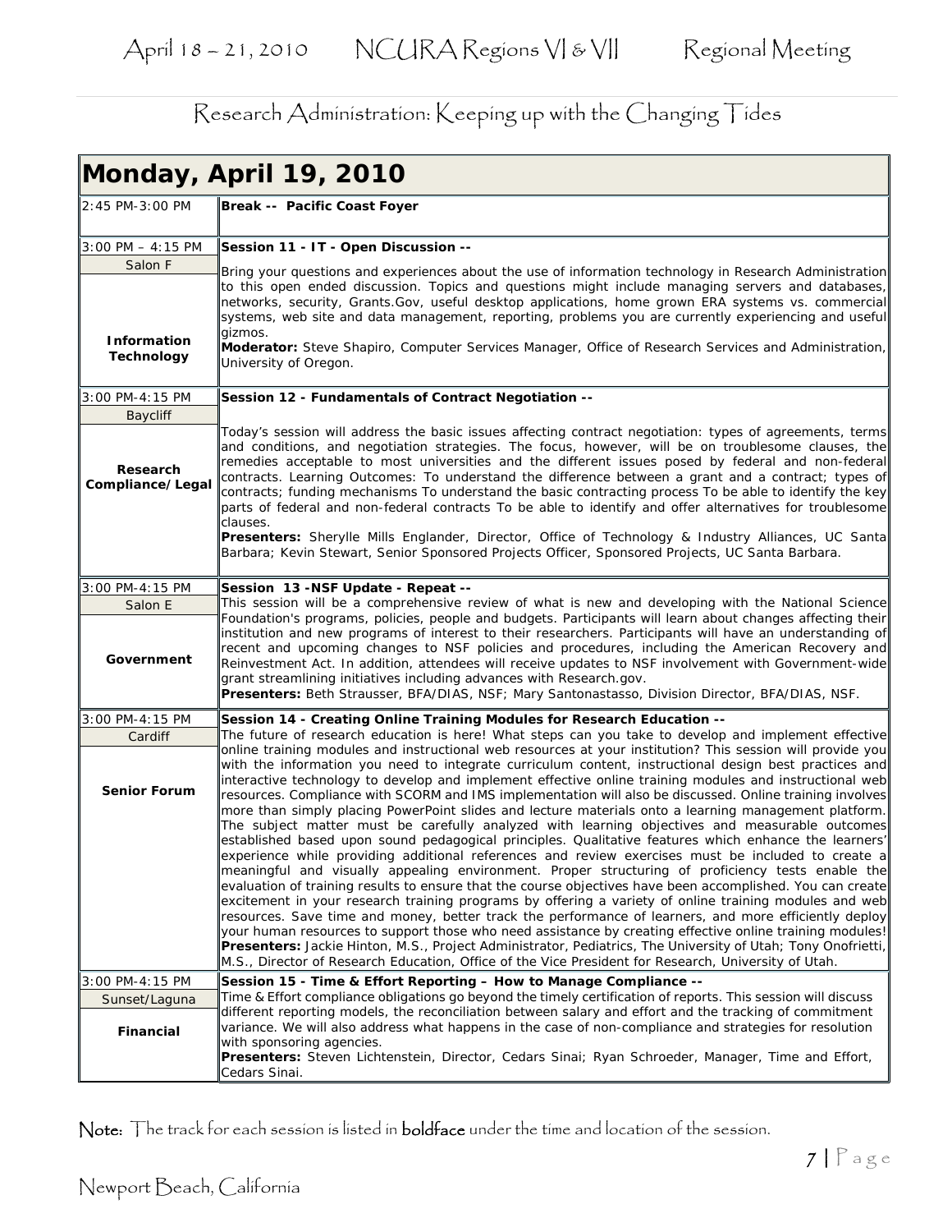Research Administration: Keeping up with the Changing Tides

## Monday, April 19, 2010

| Time / Location / Track | Session |
| --- | --- |
| 2:45 PM-3:00 PM | **Break -- Pacific Coast Foyer** |
| 3:00 PM – 4:15 PM<br>Salon F<br>**Information Technology** | **Session 11 - IT - Open Discussion --**<br>Bring your questions and experiences about the use of information technology in Research Administration to this open ended discussion. Topics and questions might include managing servers and databases, networks, security, Grants.Gov, useful desktop applications, home grown ERA systems vs. commercial systems, web site and data management, reporting, problems you are currently experiencing and useful gizmos.<br>**Moderator:** Steve Shapiro, Computer Services Manager, Office of Research Services and Administration, University of Oregon. |
| 3:00 PM-4:15 PM<br>Baycliff<br>**Research Compliance/Legal** | **Session 12 - Fundamentals of Contract Negotiation --**<br>Today's session will address the basic issues affecting contract negotiation: types of agreements, terms and conditions, and negotiation strategies. The focus, however, will be on troublesome clauses, the remedies acceptable to most universities and the different issues posed by federal and non-federal contracts. Learning Outcomes: To understand the difference between a grant and a contract; types of contracts; funding mechanisms To understand the basic contracting process To be able to identify the key parts of federal and non-federal contracts To be able to identify and offer alternatives for troublesome clauses.<br>**Presenters:** Sherylle Mills Englander, Director, Office of Technology & Industry Alliances, UC Santa Barbara; Kevin Stewart, Senior Sponsored Projects Officer, Sponsored Projects, UC Santa Barbara. |
| 3:00 PM-4:15 PM<br>Salon E<br>**Government** | **Session 13 -NSF Update - Repeat --**<br>This session will be a comprehensive review of what is new and developing with the National Science Foundation's programs, policies, people and budgets. Participants will learn about changes affecting their institution and new programs of interest to their researchers. Participants will have an understanding of recent and upcoming changes to NSF policies and procedures, including the American Recovery and Reinvestment Act. In addition, attendees will receive updates to NSF involvement with Government-wide grant streamlining initiatives including advances with Research.gov.<br>**Presenters:** Beth Strausser, BFA/DIAS, NSF; Mary Santonastasso, Division Director, BFA/DIAS, NSF. |
| 3:00 PM-4:15 PM<br>Cardiff<br>**Senior Forum** | **Session 14 - Creating Online Training Modules for Research Education --**<br>The future of research education is here! What steps can you take to develop and implement effective online training modules and instructional web resources at your institution? This session will provide you with the information you need to integrate curriculum content, instructional design best practices and interactive technology to develop and implement effective online training modules and instructional web resources. Compliance with SCORM and IMS implementation will also be discussed. Online training involves more than simply placing PowerPoint slides and lecture materials onto a learning management platform. The subject matter must be carefully analyzed with learning objectives and measurable outcomes established based upon sound pedagogical principles. Qualitative features which enhance the learners' experience while providing additional references and review exercises must be included to create a meaningful and visually appealing environment. Proper structuring of proficiency tests enable the evaluation of training results to ensure that the course objectives have been accomplished. You can create excitement in your research training programs by offering a variety of online training modules and web resources. Save time and money, better track the performance of learners, and more efficiently deploy your human resources to support those who need assistance by creating effective online training modules!<br>**Presenters:** Jackie Hinton, M.S., Project Administrator, Pediatrics, The University of Utah; Tony Onofrietti, M.S., Director of Research Education, Office of the Vice President for Research, University of Utah. |
| 3:00 PM-4:15 PM<br>Sunset/Laguna<br>**Financial** | **Session 15 - Time & Effort Reporting – How to Manage Compliance --**<br>Time & Effort compliance obligations go beyond the timely certification of reports. This session will discuss different reporting models, the reconciliation between salary and effort and the tracking of commitment variance. We will also address what happens in the case of non-compliance and strategies for resolution with sponsoring agencies.<br>**Presenters:** Steven Lichtenstein, Director, Cedars Sinai; Ryan Schroeder, Manager, Time and Effort, Cedars Sinai. |

**Note:** The track for each session is listed in **boldface** under the time and location of the session.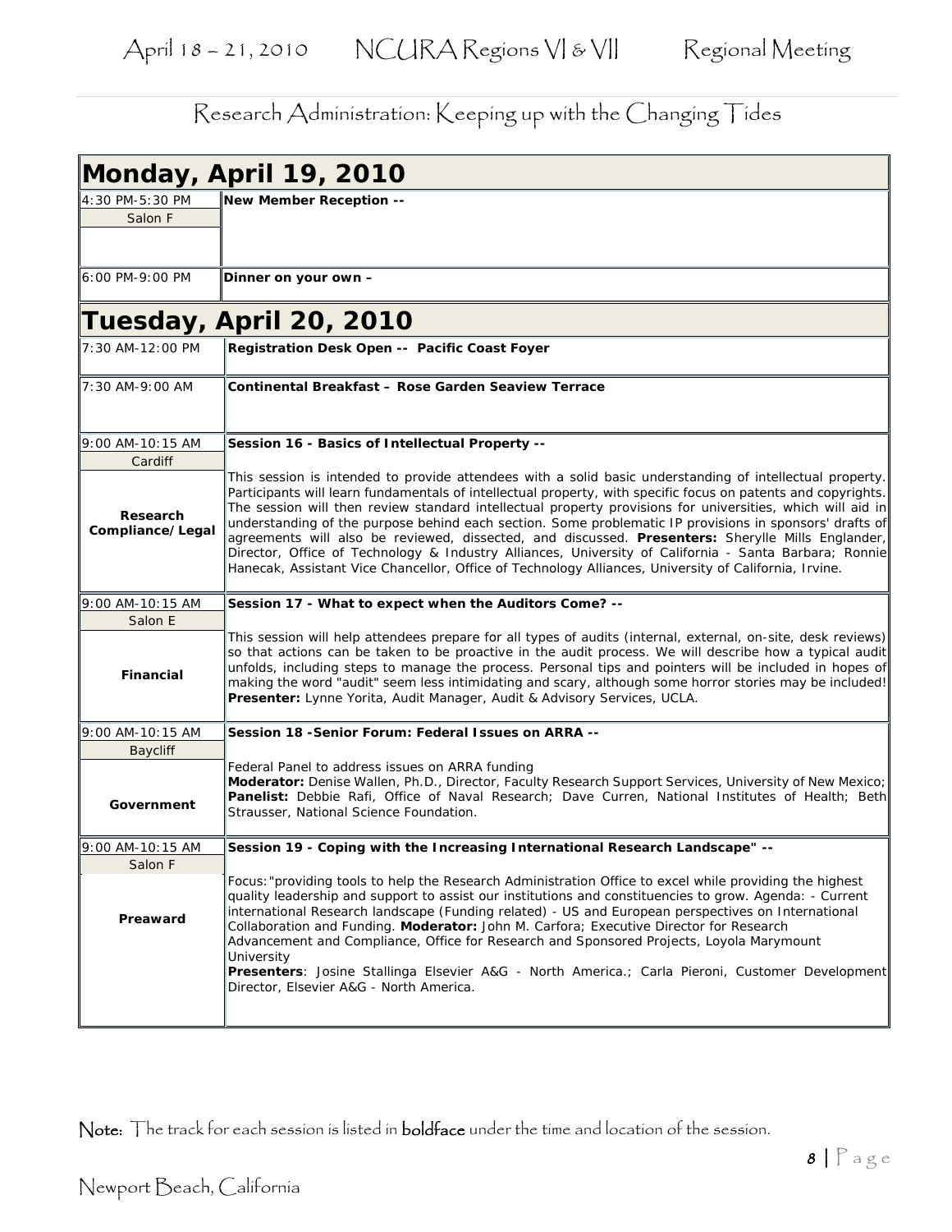Research Administration: Keeping up with the Changing Tides

## Monday, April 19, 2010

| Time / Location | Event |
|---|---|
| 4:30 PM-5:30 PM<br>Salon F | **New Member Reception --** |
| 6:00 PM-9:00 PM | **Dinner on your own –** |

## Tuesday, April 20, 2010

| Time / Location / Track | Event |
|---|---|
| 7:30 AM-12:00 PM | **Registration Desk Open -- Pacific Coast Foyer** |
| 7:30 AM-9:00 AM | **Continental Breakfast – Rose Garden Seaview Terrace** |
| 9:00 AM-10:15 AM<br>Cardiff<br>**Research Compliance/Legal** | **Session 16 - Basics of Intellectual Property --**<br>This session is intended to provide attendees with a solid basic understanding of intellectual property. Participants will learn fundamentals of intellectual property, with specific focus on patents and copyrights. The session will then review standard intellectual property provisions for universities, which will aid in understanding of the purpose behind each section. Some problematic IP provisions in sponsors' drafts of agreements will also be reviewed, dissected, and discussed. **Presenters:** Sherylle Mills Englander, Director, Office of Technology & Industry Alliances, University of California - Santa Barbara; Ronnie Hanecak, Assistant Vice Chancellor, Office of Technology Alliances, University of California, Irvine. |
| 9:00 AM-10:15 AM<br>Salon E<br>**Financial** | **Session 17 - What to expect when the Auditors Come? --**<br>This session will help attendees prepare for all types of audits (internal, external, on-site, desk reviews) so that actions can be taken to be proactive in the audit process. We will describe how a typical audit unfolds, including steps to manage the process. Personal tips and pointers will be included in hopes of making the word "audit" seem less intimidating and scary, although some horror stories may be included! **Presenter:** Lynne Yorita, Audit Manager, Audit & Advisory Services, UCLA. |
| 9:00 AM-10:15 AM<br>Baycliff<br>**Government** | **Session 18 -Senior Forum: Federal Issues on ARRA --**<br>Federal Panel to address issues on ARRA funding<br>**Moderator:** Denise Wallen, Ph.D., Director, Faculty Research Support Services, University of New Mexico; **Panelist:** Debbie Rafi, Office of Naval Research; Dave Curren, National Institutes of Health; Beth Strausser, National Science Foundation. |
| 9:00 AM-10:15 AM<br>Salon F<br>**Preaward** | **Session 19 - Coping with the Increasing International Research Landscape" --**<br>Focus:"providing tools to help the Research Administration Office to excel while providing the highest quality leadership and support to assist our institutions and constituencies to grow. Agenda: - Current international Research landscape (Funding related) - US and European perspectives on International Collaboration and Funding. **Moderator:** John M. Carfora; Executive Director for Research Advancement and Compliance, Office for Research and Sponsored Projects, Loyola Marymount University<br>**Presenters**: Josine Stallinga Elsevier A&G - North America.; Carla Pieroni, Customer Development Director, Elsevier A&G - North America. |

Note: The track for each session is listed in **boldface** under the time and location of the session.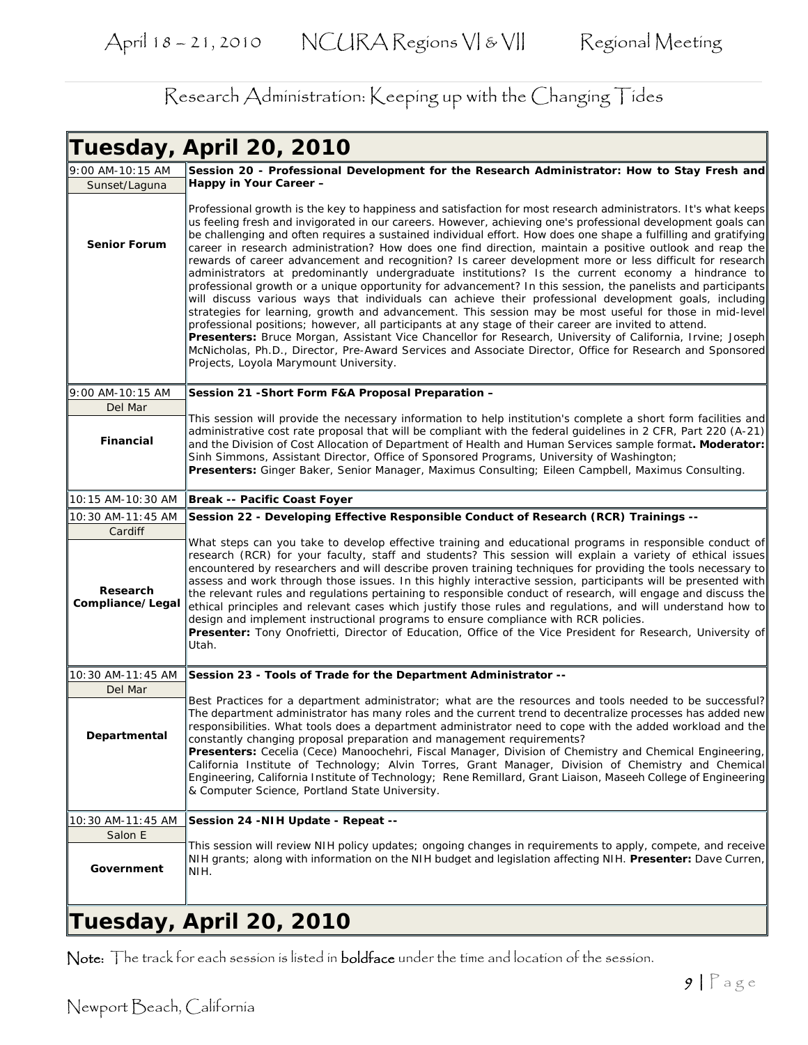Research Administration: Keeping up with the Changing Tides

## Tuesday, April 20, 2010

| Time / Location / Track | Session |
|---|---|
| 9:00 AM-10:15 AM<br>Sunset/Laguna<br>**Senior Forum** | **Session 20 - Professional Development for the Research Administrator: How to Stay Fresh and Happy in Your Career –**<br><br>Professional growth is the key to happiness and satisfaction for most research administrators. It's what keeps us feeling fresh and invigorated in our careers. However, achieving one's professional development goals can be challenging and often requires a sustained individual effort. How does one shape a fulfilling and gratifying career in research administration? How does one find direction, maintain a positive outlook and reap the rewards of career advancement and recognition? Is career development more or less difficult for research administrators at predominantly undergraduate institutions? Is the current economy a hindrance to professional growth or a unique opportunity for advancement? In this session, the panelists and participants will discuss various ways that individuals can achieve their professional development goals, including strategies for learning, growth and advancement. This session may be most useful for those in mid-level professional positions; however, all participants at any stage of their career are invited to attend.<br>**Presenters:** Bruce Morgan, Assistant Vice Chancellor for Research, University of California, Irvine; Joseph McNicholas, Ph.D., Director, Pre-Award Services and Associate Director, Office for Research and Sponsored Projects, Loyola Marymount University. |
| 9:00 AM-10:15 AM<br>Del Mar<br>**Financial** | **Session 21 -Short Form F&A Proposal Preparation –**<br><br>This session will provide the necessary information to help institution's complete a short form facilities and administrative cost rate proposal that will be compliant with the federal guidelines in 2 CFR, Part 220 (A-21) and the Division of Cost Allocation of Department of Health and Human Services sample format**. Moderator:** Sinh Simmons, Assistant Director, Office of Sponsored Programs, University of Washington;<br>**Presenters:** Ginger Baker, Senior Manager, Maximus Consulting; Eileen Campbell, Maximus Consulting. |
| 10:15 AM-10:30 AM | **Break -- Pacific Coast Foyer** |
| 10:30 AM-11:45 AM<br>Cardiff<br>**Research Compliance/Legal** | **Session 22 - Developing Effective Responsible Conduct of Research (RCR) Trainings --**<br><br>What steps can you take to develop effective training and educational programs in responsible conduct of research (RCR) for your faculty, staff and students? This session will explain a variety of ethical issues encountered by researchers and will describe proven training techniques for providing the tools necessary to assess and work through those issues. In this highly interactive session, participants will be presented with the relevant rules and regulations pertaining to responsible conduct of research, will engage and discuss the ethical principles and relevant cases which justify those rules and regulations, and will understand how to design and implement instructional programs to ensure compliance with RCR policies.<br>**Presenter:** Tony Onofrietti, Director of Education, Office of the Vice President for Research, University of Utah. |
| 10:30 AM-11:45 AM<br>Del Mar<br>**Departmental** | **Session 23 - Tools of Trade for the Department Administrator --**<br><br>Best Practices for a department administrator; what are the resources and tools needed to be successful? The department administrator has many roles and the current trend to decentralize processes has added new responsibilities. What tools does a department administrator need to cope with the added workload and the constantly changing proposal preparation and management requirements?<br>**Presenters:** Cecelia (Cece) Manoochehri, Fiscal Manager, Division of Chemistry and Chemical Engineering, California Institute of Technology; Alvin Torres, Grant Manager, Division of Chemistry and Chemical Engineering, California Institute of Technology; Rene Remillard, Grant Liaison, Maseeh College of Engineering & Computer Science, Portland State University. |
| 10:30 AM-11:45 AM<br>Salon E<br>**Government** | **Session 24 -NIH Update - Repeat --**<br><br>This session will review NIH policy updates; ongoing changes in requirements to apply, compete, and receive NIH grants; along with information on the NIH budget and legislation affecting NIH. **Presenter:** Dave Curren, NIH. |

## Tuesday, April 20, 2010

**Note:** The track for each session is listed in **boldface** under the time and location of the session.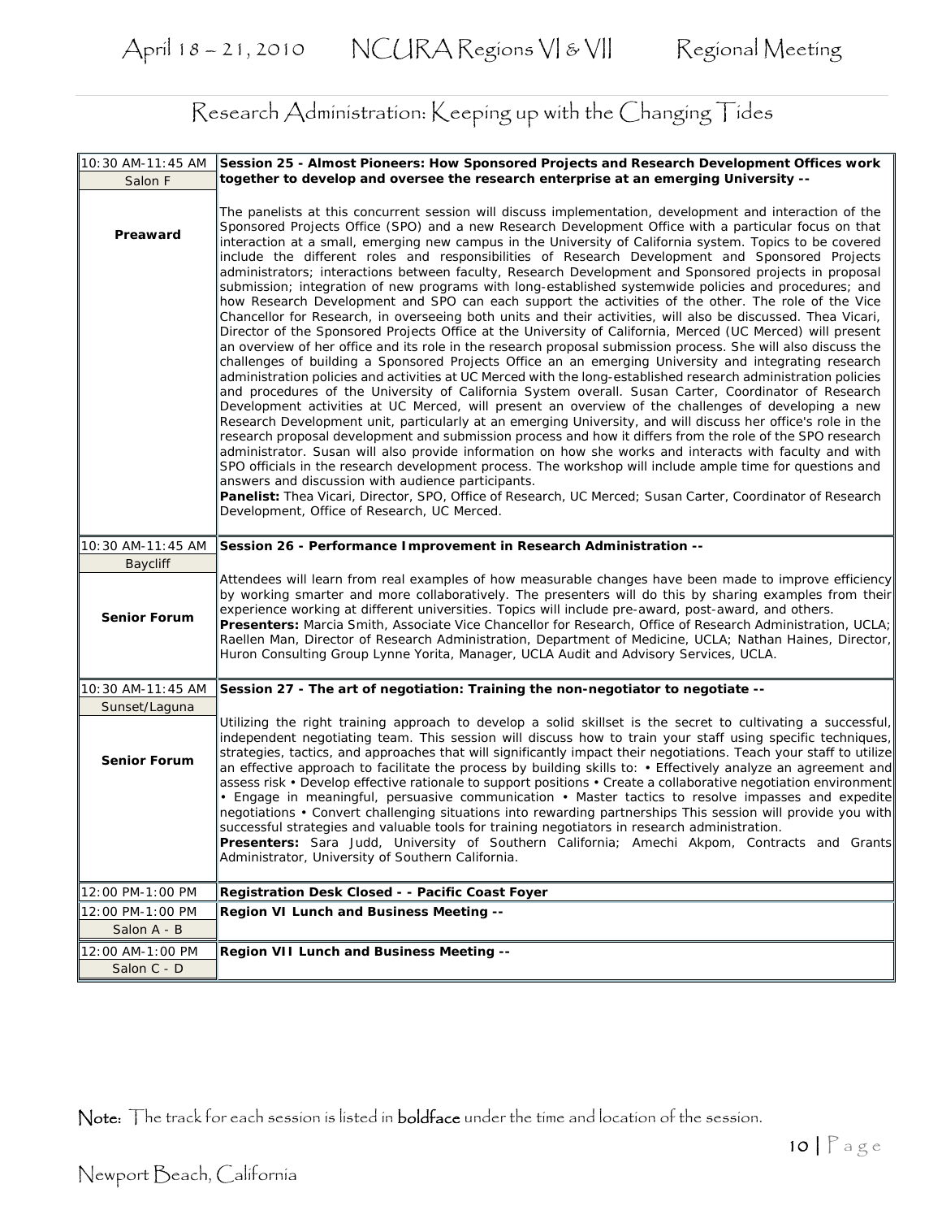## Research Administration: Keeping up with the Changing Tides

| | |
|---|---|
| 10:30 AM-11:45 AM<br>Salon F<br>**Preaward** | **Session 25 - Almost Pioneers: How Sponsored Projects and Research Development Offices work together to develop and oversee the research enterprise at an emerging University --**<br><br>The panelists at this concurrent session will discuss implementation, development and interaction of the Sponsored Projects Office (SPO) and a new Research Development Office with a particular focus on that interaction at a small, emerging new campus in the University of California system. Topics to be covered include the different roles and responsibilities of Research Development and Sponsored Projects administrators; interactions between faculty, Research Development and Sponsored projects in proposal submission; integration of new programs with long-established systemwide policies and procedures; and how Research Development and SPO can each support the activities of the other. The role of the Vice Chancellor for Research, in overseeing both units and their activities, will also be discussed. Thea Vicari, Director of the Sponsored Projects Office at the University of California, Merced (UC Merced) will present an overview of her office and its role in the research proposal submission process. She will also discuss the challenges of building a Sponsored Projects Office an an emerging University and integrating research administration policies and activities at UC Merced with the long-established research administration policies and procedures of the University of California System overall. Susan Carter, Coordinator of Research Development activities at UC Merced, will present an overview of the challenges of developing a new Research Development unit, particularly at an emerging University, and will discuss her office's role in the research proposal development and submission process and how it differs from the role of the SPO research administrator. Susan will also provide information on how she works and interacts with faculty and with SPO officials in the research development process. The workshop will include ample time for questions and answers and discussion with audience participants.<br>**Panelist:** Thea Vicari, Director, SPO, Office of Research, UC Merced; Susan Carter, Coordinator of Research Development, Office of Research, UC Merced. |
| 10:30 AM-11:45 AM<br>Baycliff<br>**Senior Forum** | **Session 26 - Performance Improvement in Research Administration --**<br><br>Attendees will learn from real examples of how measurable changes have been made to improve efficiency by working smarter and more collaboratively. The presenters will do this by sharing examples from their experience working at different universities. Topics will include pre-award, post-award, and others.<br>**Presenters:** Marcia Smith, Associate Vice Chancellor for Research, Office of Research Administration, UCLA; Raellen Man, Director of Research Administration, Department of Medicine, UCLA; Nathan Haines, Director, Huron Consulting Group Lynne Yorita, Manager, UCLA Audit and Advisory Services, UCLA. |
| 10:30 AM-11:45 AM<br>Sunset/Laguna<br>**Senior Forum** | **Session 27 - The art of negotiation: Training the non-negotiator to negotiate --**<br><br>Utilizing the right training approach to develop a solid skillset is the secret to cultivating a successful, independent negotiating team. This session will discuss how to train your staff using specific techniques, strategies, tactics, and approaches that will significantly impact their negotiations. Teach your staff to utilize an effective approach to facilitate the process by building skills to: • Effectively analyze an agreement and assess risk • Develop effective rationale to support positions • Create a collaborative negotiation environment • Engage in meaningful, persuasive communication • Master tactics to resolve impasses and expedite negotiations • Convert challenging situations into rewarding partnerships This session will provide you with successful strategies and valuable tools for training negotiators in research administration.<br>**Presenters:** Sara Judd, University of Southern California; Amechi Akpom, Contracts and Grants Administrator, University of Southern California. |
| 12:00 PM-1:00 PM | **Registration Desk Closed - - Pacific Coast Foyer** |
| 12:00 PM-1:00 PM<br>Salon A - B | **Region VI Lunch and Business Meeting --** |
| 12:00 AM-1:00 PM<br>Salon C - D | **Region VII Lunch and Business Meeting --** |

**Note:** The track for each session is listed in **boldface** under the time and location of the session.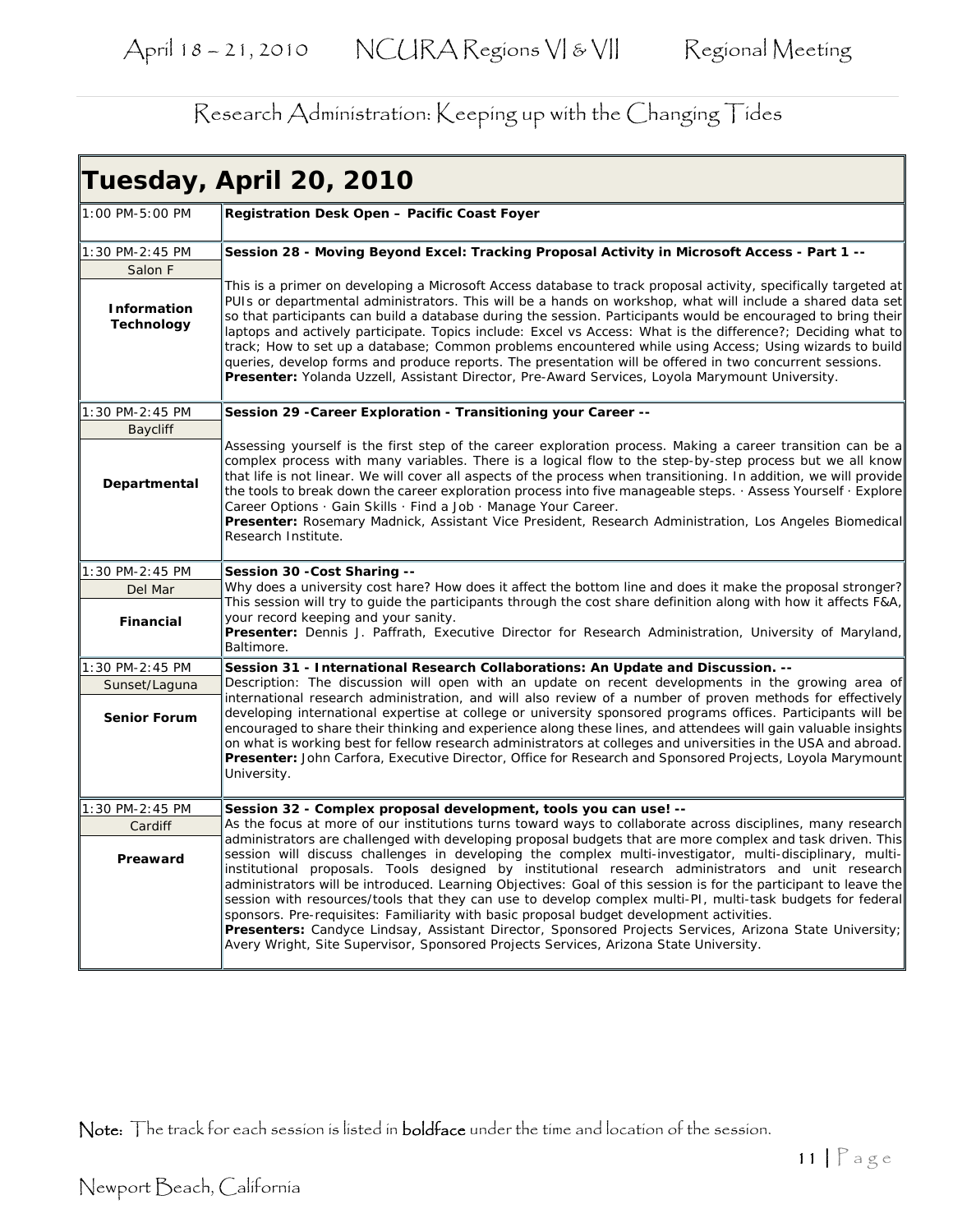Research Administration: Keeping up with the Changing Tides

## Tuesday, April 20, 2010

| | |
|---|---|
| 1:00 PM-5:00 PM | **Registration Desk Open – Pacific Coast Foyer** |
| 1:30 PM-2:45 PM<br>Salon F<br>**Information Technology** | **Session 28 - Moving Beyond Excel: Tracking Proposal Activity in Microsoft Access - Part 1 --**<br>This is a primer on developing a Microsoft Access database to track proposal activity, specifically targeted at PUIs or departmental administrators. This will be a hands on workshop, what will include a shared data set so that participants can build a database during the session. Participants would be encouraged to bring their laptops and actively participate. Topics include: Excel vs Access: What is the difference?; Deciding what to track; How to set up a database; Common problems encountered while using Access; Using wizards to build queries, develop forms and produce reports. The presentation will be offered in two concurrent sessions.<br>**Presenter:** Yolanda Uzzell, Assistant Director, Pre-Award Services, Loyola Marymount University. |
| 1:30 PM-2:45 PM<br>Baycliff<br>**Departmental** | **Session 29 -Career Exploration - Transitioning your Career --**<br>Assessing yourself is the first step of the career exploration process. Making a career transition can be a complex process with many variables. There is a logical flow to the step-by-step process but we all know that life is not linear. We will cover all aspects of the process when transitioning. In addition, we will provide the tools to break down the career exploration process into five manageable steps. · Assess Yourself · Explore Career Options · Gain Skills · Find a Job · Manage Your Career.<br>**Presenter:** Rosemary Madnick, Assistant Vice President, Research Administration, Los Angeles Biomedical Research Institute. |
| 1:30 PM-2:45 PM<br>Del Mar<br>**Financial** | **Session 30 -Cost Sharing --**<br>Why does a university cost hare? How does it affect the bottom line and does it make the proposal stronger? This session will try to guide the participants through the cost share definition along with how it affects F&A, your record keeping and your sanity.<br>**Presenter:** Dennis J. Paffrath, Executive Director for Research Administration, University of Maryland, Baltimore. |
| 1:30 PM-2:45 PM<br>Sunset/Laguna<br>**Senior Forum** | **Session 31 - International Research Collaborations: An Update and Discussion. --**<br>Description: The discussion will open with an update on recent developments in the growing area of international research administration, and will also review of a number of proven methods for effectively developing international expertise at college or university sponsored programs offices. Participants will be encouraged to share their thinking and experience along these lines, and attendees will gain valuable insights on what is working best for fellow research administrators at colleges and universities in the USA and abroad.<br>**Presenter:** John Carfora, Executive Director, Office for Research and Sponsored Projects, Loyola Marymount University. |
| 1:30 PM-2:45 PM<br>Cardiff<br>**Preaward** | **Session 32 - Complex proposal development, tools you can use! --**<br>As the focus at more of our institutions turns toward ways to collaborate across disciplines, many research administrators are challenged with developing proposal budgets that are more complex and task driven. This session will discuss challenges in developing the complex multi-investigator, multi-disciplinary, multi-institutional proposals. Tools designed by institutional research administrators and unit research administrators will be introduced. Learning Objectives: Goal of this session is for the participant to leave the session with resources/tools that they can use to develop complex multi-PI, multi-task budgets for federal sponsors. Pre-requisites: Familiarity with basic proposal budget development activities.<br>**Presenters:** Candyce Lindsay, Assistant Director, Sponsored Projects Services, Arizona State University; Avery Wright, Site Supervisor, Sponsored Projects Services, Arizona State University. |

Note: The track for each session is listed in **boldface** under the time and location of the session.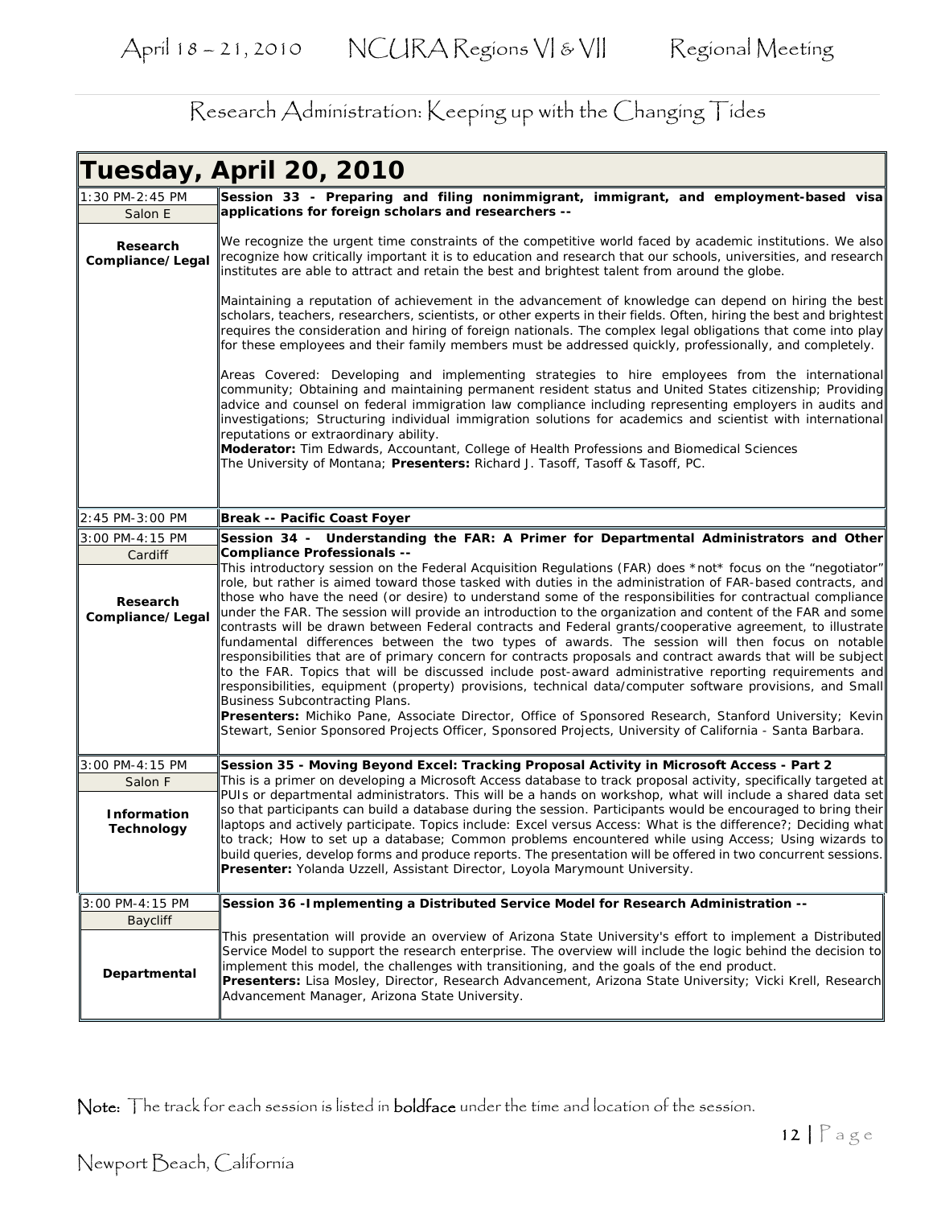Research Administration: Keeping up with the Changing Tides

## Tuesday, April 20, 2010

| Time / Location / Track | Session |
|---|---|
| 1:30 PM-2:45 PM<br>Salon E<br>**Research Compliance/Legal** | **Session 33 - Preparing and filing nonimmigrant, immigrant, and employment-based visa applications for foreign scholars and researchers --**<br><br>We recognize the urgent time constraints of the competitive world faced by academic institutions. We also recognize how critically important it is to education and research that our schools, universities, and research institutes are able to attract and retain the best and brightest talent from around the globe.<br><br>Maintaining a reputation of achievement in the advancement of knowledge can depend on hiring the best scholars, teachers, researchers, scientists, or other experts in their fields. Often, hiring the best and brightest requires the consideration and hiring of foreign nationals. The complex legal obligations that come into play for these employees and their family members must be addressed quickly, professionally, and completely.<br><br>Areas Covered: Developing and implementing strategies to hire employees from the international community; Obtaining and maintaining permanent resident status and United States citizenship; Providing advice and counsel on federal immigration law compliance including representing employers in audits and investigations; Structuring individual immigration solutions for academics and scientist with international reputations or extraordinary ability.<br>**Moderator:** Tim Edwards, Accountant, College of Health Professions and Biomedical Sciences The University of Montana; **Presenters:** Richard J. Tasoff, Tasoff & Tasoff, PC. |
| 2:45 PM-3:00 PM | **Break -- Pacific Coast Foyer** |
| 3:00 PM-4:15 PM<br>Cardiff<br>**Research Compliance/Legal** | **Session 34 - Understanding the FAR: A Primer for Departmental Administrators and Other Compliance Professionals --**<br>This introductory session on the Federal Acquisition Regulations (FAR) does *not* focus on the "negotiator" role, but rather is aimed toward those tasked with duties in the administration of FAR-based contracts, and those who have the need (or desire) to understand some of the responsibilities for contractual compliance under the FAR. The session will provide an introduction to the organization and content of the FAR and some contrasts will be drawn between Federal contracts and Federal grants/cooperative agreement, to illustrate fundamental differences between the two types of awards. The session will then focus on notable responsibilities that are of primary concern for contracts proposals and contract awards that will be subject to the FAR. Topics that will be discussed include post-award administrative reporting requirements and responsibilities, equipment (property) provisions, technical data/computer software provisions, and Small Business Subcontracting Plans.<br>**Presenters:** Michiko Pane, Associate Director, Office of Sponsored Research, Stanford University; Kevin Stewart, Senior Sponsored Projects Officer, Sponsored Projects, University of California - Santa Barbara. |
| 3:00 PM-4:15 PM<br>Salon F<br>**Information Technology** | **Session 35 - Moving Beyond Excel: Tracking Proposal Activity in Microsoft Access - Part 2**<br>This is a primer on developing a Microsoft Access database to track proposal activity, specifically targeted at PUIs or departmental administrators. This will be a hands on workshop, what will include a shared data set so that participants can build a database during the session. Participants would be encouraged to bring their laptops and actively participate. Topics include: Excel versus Access: What is the difference?; Deciding what to track; How to set up a database; Common problems encountered while using Access; Using wizards to build queries, develop forms and produce reports. The presentation will be offered in two concurrent sessions.<br>**Presenter:** Yolanda Uzzell, Assistant Director, Loyola Marymount University. |
| 3:00 PM-4:15 PM<br>Baycliff<br>**Departmental** | **Session 36 -Implementing a Distributed Service Model for Research Administration --**<br><br>This presentation will provide an overview of Arizona State University's effort to implement a Distributed Service Model to support the research enterprise. The overview will include the logic behind the decision to implement this model, the challenges with transitioning, and the goals of the end product.<br>**Presenters:** Lisa Mosley, Director, Research Advancement, Arizona State University; Vicki Krell, Research Advancement Manager, Arizona State University. |

Note: The track for each session is listed in **boldface** under the time and location of the session.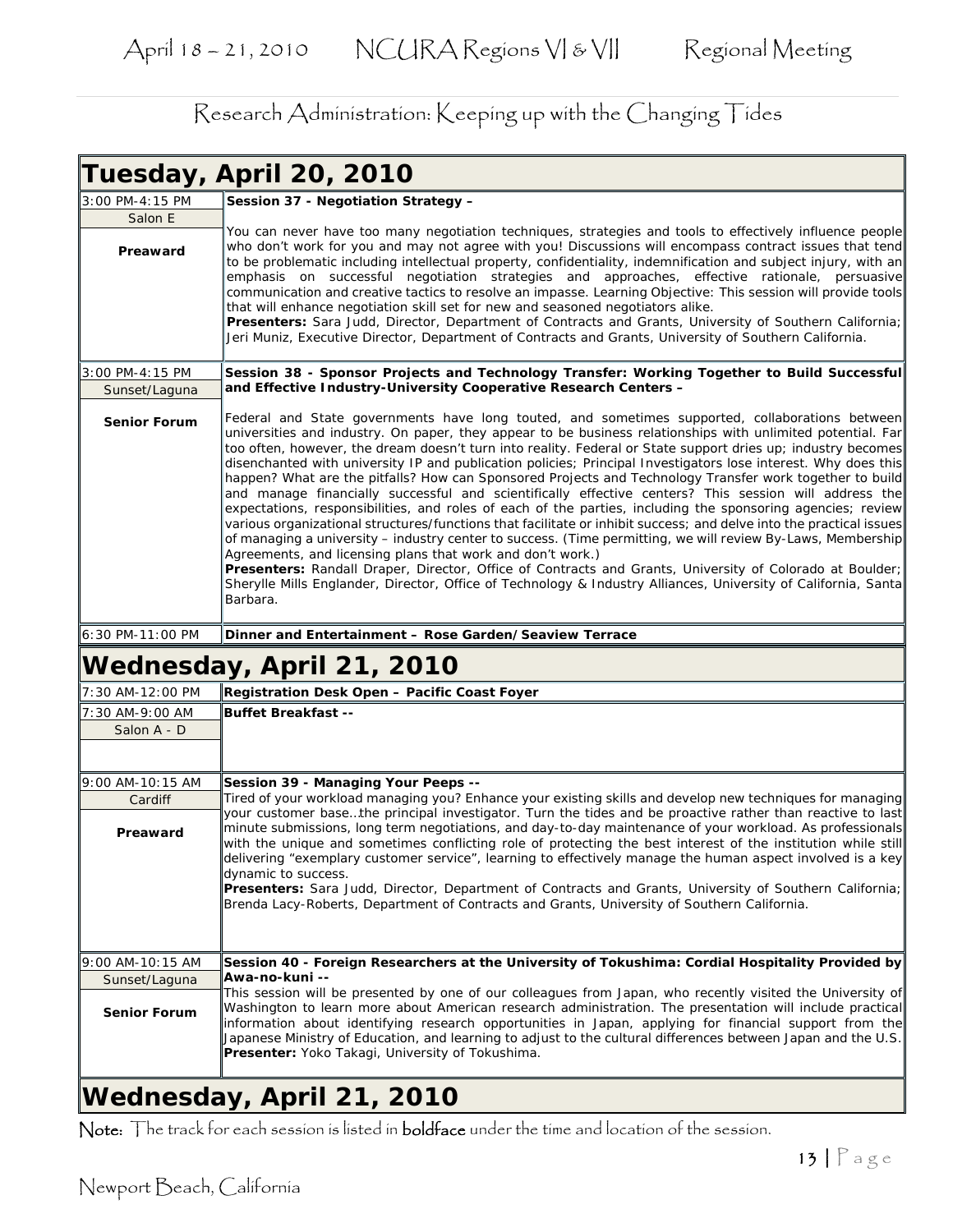# Research Administration: Keeping up with the Changing Tides

## Tuesday, April 20, 2010

| Time / Location / Track | Session |
|---|---|
| 3:00 PM-4:15 PM<br>Salon E<br>**Preaward** | **Session 37 - Negotiation Strategy –**<br><br>You can never have too many negotiation techniques, strategies and tools to effectively influence people who don't work for you and may not agree with you! Discussions will encompass contract issues that tend to be problematic including intellectual property, confidentiality, indemnification and subject injury, with an emphasis on successful negotiation strategies and approaches, effective rationale, persuasive communication and creative tactics to resolve an impasse. Learning Objective: This session will provide tools that will enhance negotiation skill set for new and seasoned negotiators alike.<br>**Presenters:** Sara Judd, Director, Department of Contracts and Grants, University of Southern California; Jeri Muniz, Executive Director, Department of Contracts and Grants, University of Southern California. |
| 3:00 PM-4:15 PM<br>Sunset/Laguna<br>**Senior Forum** | **Session 38 - Sponsor Projects and Technology Transfer: Working Together to Build Successful and Effective Industry-University Cooperative Research Centers –**<br><br>Federal and State governments have long touted, and sometimes supported, collaborations between universities and industry. On paper, they appear to be business relationships with unlimited potential. Far too often, however, the dream doesn't turn into reality. Federal or State support dries up; industry becomes disenchanted with university IP and publication policies; Principal Investigators lose interest. Why does this happen? What are the pitfalls? How can Sponsored Projects and Technology Transfer work together to build and manage financially successful and scientifically effective centers? This session will address the expectations, responsibilities, and roles of each of the parties, including the sponsoring agencies; review various organizational structures/functions that facilitate or inhibit success; and delve into the practical issues of managing a university – industry center to success. (Time permitting, we will review By-Laws, Membership Agreements, and licensing plans that work and don't work.)<br>**Presenters:** Randall Draper, Director, Office of Contracts and Grants, University of Colorado at Boulder; Sherylle Mills Englander, Director, Office of Technology & Industry Alliances, University of California, Santa Barbara. |
| 6:30 PM-11:00 PM | **Dinner and Entertainment – Rose Garden/Seaview Terrace** |

## Wednesday, April 21, 2010

| Time / Location / Track | Session |
|---|---|
| 7:30 AM-12:00 PM | **Registration Desk Open – Pacific Coast Foyer** |
| 7:30 AM-9:00 AM<br>Salon A - D | **Buffet Breakfast --** |
| 9:00 AM-10:15 AM<br>Cardiff<br>**Preaward** | **Session 39 - Managing Your Peeps --**<br>Tired of your workload managing you? Enhance your existing skills and develop new techniques for managing your customer base…the principal investigator. Turn the tides and be proactive rather than reactive to last minute submissions, long term negotiations, and day-to-day maintenance of your workload. As professionals with the unique and sometimes conflicting role of protecting the best interest of the institution while still delivering "exemplary customer service", learning to effectively manage the human aspect involved is a key dynamic to success.<br>**Presenters:** Sara Judd, Director, Department of Contracts and Grants, University of Southern California; Brenda Lacy-Roberts, Department of Contracts and Grants, University of Southern California. |
| 9:00 AM-10:15 AM<br>Sunset/Laguna<br>**Senior Forum** | **Session 40 - Foreign Researchers at the University of Tokushima: Cordial Hospitality Provided by Awa-no-kuni --**<br>This session will be presented by one of our colleagues from Japan, who recently visited the University of Washington to learn more about American research administration. The presentation will include practical information about identifying research opportunities in Japan, applying for financial support from the Japanese Ministry of Education, and learning to adjust to the cultural differences between Japan and the U.S.<br>**Presenter:** Yoko Takagi, University of Tokushima. |

## Wednesday, April 21, 2010

**Note:** The track for each session is listed in **boldface** under the time and location of the session.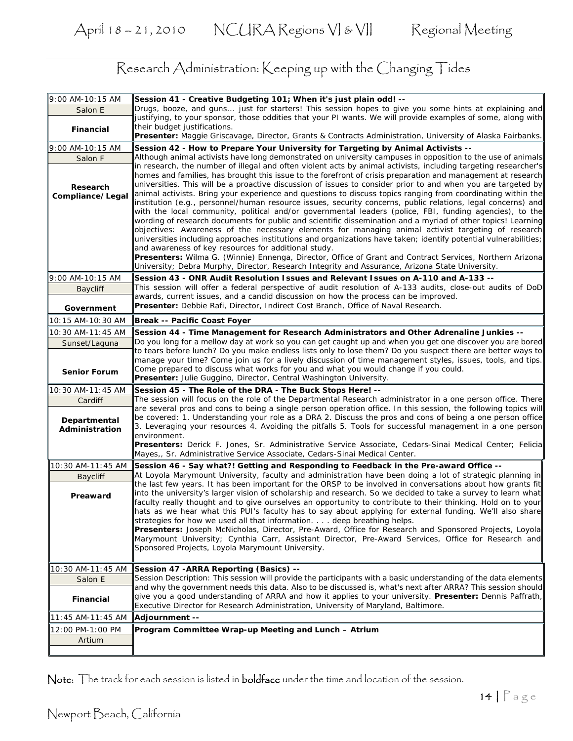# Research Administration: Keeping up with the Changing Tides

| | |
|---|---|
| 9:00 AM-10:15 AM<br>Salon E<br>**Financial** | **Session 41 - Creative Budgeting 101; When it's just plain odd! --**<br>Drugs, booze, and guns... just for starters! This session hopes to give you some hints at explaining and justifying, to your sponsor, those oddities that your PI wants. We will provide examples of some, along with their budget justifications.<br>**Presenter:** Maggie Griscavage, Director, Grants & Contracts Administration, University of Alaska Fairbanks. |
| 9:00 AM-10:15 AM<br>Salon F<br>**Research Compliance/Legal** | **Session 42 - How to Prepare Your University for Targeting by Animal Activists --**<br>Although animal activists have long demonstrated on university campuses in opposition to the use of animals in research, the number of illegal and often violent acts by animal activists, including targeting researcher's homes and families, has brought this issue to the forefront of crisis preparation and management at research universities. This will be a proactive discussion of issues to consider prior to and when you are targeted by animal activists. Bring your experience and questions to discuss topics ranging from coordinating within the institution (e.g., personnel/human resource issues, security concerns, public relations, legal concerns) and with the local community, political and/or governmental leaders (police, FBI, funding agencies), to the wording of research documents for public and scientific dissemination and a myriad of other topics! Learning objectives: Awareness of the necessary elements for managing animal activist targeting of research universities including approaches institutions and organizations have taken; identify potential vulnerabilities; and awareness of key resources for additional study.<br>**Presenters:** Wilma G. (Winnie) Ennenga, Director, Office of Grant and Contract Services, Northern Arizona University; Debra Murphy, Director, Research Integrity and Assurance, Arizona State University. |
| 9:00 AM-10:15 AM<br>Baycliff<br>**Government** | **Session 43 - ONR Audit Resolution Issues and Relevant Issues on A-110 and A-133 --**<br>This session will offer a federal perspective of audit resolution of A-133 audits, close-out audits of DoD awards, current issues, and a candid discussion on how the process can be improved.<br>**Presenter:** Debbie Rafi, Director, Indirect Cost Branch, Office of Naval Research. |
| 10:15 AM-10:30 AM | **Break -- Pacific Coast Foyer** |
| 10:30 AM-11:45 AM<br>Sunset/Laguna<br>**Senior Forum** | **Session 44 - Time Management for Research Administrators and Other Adrenaline Junkies --**<br>Do you long for a mellow day at work so you can get caught up and when you get one discover you are bored to tears before lunch? Do you make endless lists only to lose them? Do you suspect there are better ways to manage your time? Come join us for a lively discussion of time management styles, issues, tools, and tips. Come prepared to discuss what works for you and what you would change if you could.<br>**Presenter:** Julie Guggino, Director, Central Washington University. |
| 10:30 AM-11:45 AM<br>Cardiff<br>**Departmental Administration** | **Session 45 - The Role of the DRA - The Buck Stops Here! --**<br>The session will focus on the role of the Departmental Research administrator in a one person office. There are several pros and cons to being a single person operation office. In this session, the following topics will be covered: 1. Understanding your role as a DRA 2. Discuss the pros and cons of being a one person office 3. Leveraging your resources 4. Avoiding the pitfalls 5. Tools for successful management in a one person environment.<br>**Presenters:** Derick F. Jones, Sr. Administrative Service Associate, Cedars-Sinai Medical Center; Felicia Mayes,, Sr. Administrative Service Associate, Cedars-Sinai Medical Center. |
| 10:30 AM-11:45 AM<br>Baycliff<br>**Preaward** | **Session 46 - Say what?! Getting and Responding to Feedback in the Pre-award Office --**<br>At Loyola Marymount University, faculty and administration have been doing a lot of strategic planning in the last few years. It has been important for the ORSP to be involved in conversations about how grants fit into the university's larger vision of scholarship and research. So we decided to take a survey to learn what faculty really thought and to give ourselves an opportunity to contribute to their thinking. Hold on to your hats as we hear what this PUI's faculty has to say about applying for external funding. We'll also share strategies for how we used all that information. . . . deep breathing helps.<br>**Presenters:** Joseph McNicholas, Director, Pre-Award, Office for Research and Sponsored Projects, Loyola Marymount University; Cynthia Carr, Assistant Director, Pre-Award Services, Office for Research and Sponsored Projects, Loyola Marymount University. |
| 10:30 AM-11:45 AM<br>Salon E<br>**Financial** | **Session 47 -ARRA Reporting (Basics) --**<br>Session Description: This session will provide the participants with a basic understanding of the data elements and why the government needs this data. Also to be discussed is, what's next after ARRA? This session should give you a good understanding of ARRA and how it applies to your university. **Presenter:** Dennis Paffrath, Executive Director for Research Administration, University of Maryland, Baltimore. |
| 11:45 AM-11:45 AM | **Adjournment --** |
| 12:00 PM-1:00 PM<br>Artium | **Program Committee Wrap-up Meeting and Lunch – Atrium** |

**Note:** The track for each session is listed in **boldface** under the time and location of the session.